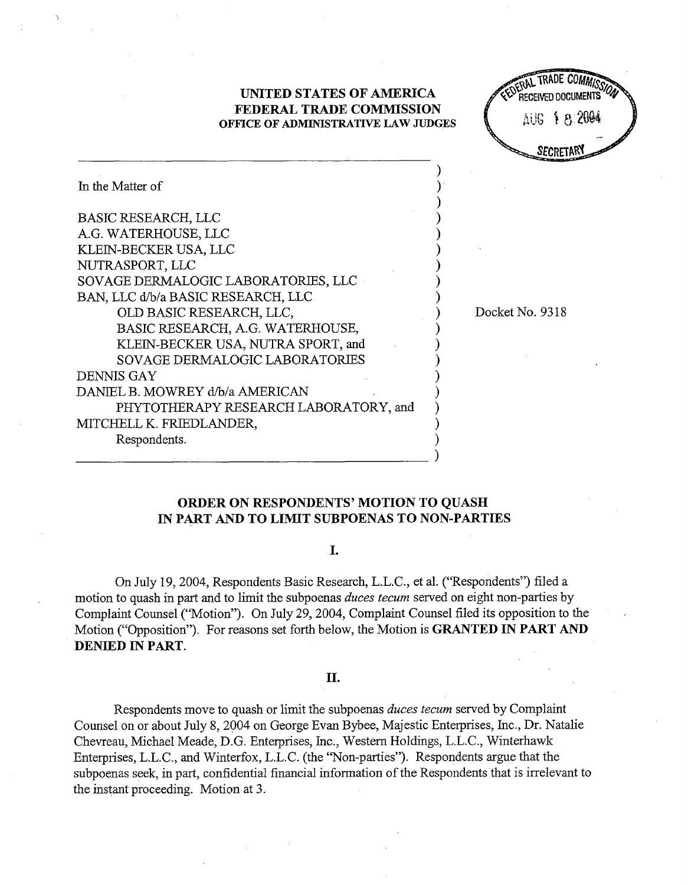**UNITED STATES OF AMERICA**
**FEDERAL TRADE COMMISSION**
**OFFICE OF ADMINISTRATIVE LAW JUDGES**

FEDERAL TRADE COMMISSION RECEIVED DOCUMENTS AUG 18 2004 SECRETARY

In the Matter of

BASIC RESEARCH, LLC
A.G. WATERHOUSE, LLC
KLEIN-BECKER USA, LLC
NUTRASPORT, LLC
SOVAGE DERMALOGIC LABORATORIES, LLC
BAN, LLC d/b/a BASIC RESEARCH, LLC
OLD BASIC RESEARCH, LLC,
BASIC RESEARCH, A.G. WATERHOUSE,
KLEIN-BECKER USA, NUTRA SPORT, and
SOVAGE DERMALOGIC LABORATORIES
DENNIS GAY
DANIEL B. MOWREY d/b/a AMERICAN
PHYTOTHERAPY RESEARCH LABORATORY, and
MITCHELL K. FRIEDLANDER,
Respondents.

Docket No. 9318

## ORDER ON RESPONDENTS' MOTION TO QUASH IN PART AND TO LIMIT SUBPOENAS TO NON-PARTIES

### I.

On July 19, 2004, Respondents Basic Research, L.L.C., et al. ("Respondents") filed a motion to quash in part and to limit the subpoenas *duces tecum* served on eight non-parties by Complaint Counsel ("Motion"). On July 29, 2004, Complaint Counsel filed its opposition to the Motion ("Opposition"). For reasons set forth below, the Motion is **GRANTED IN PART AND DENIED IN PART.**

### II.

Respondents move to quash or limit the subpoenas *duces tecum* served by Complaint Counsel on or about July 8, 2004 on George Evan Bybee, Majestic Enterprises, Inc., Dr. Natalie Chevreau, Michael Meade, D.G. Enterprises, Inc., Western Holdings, L.L.C., Winterhawk Enterprises, L.L.C., and Winterfox, L.L.C. (the "Non-parties"). Respondents argue that the subpoenas seek, in part, confidential financial information of the Respondents that is irrelevant to the instant proceeding. Motion at 3.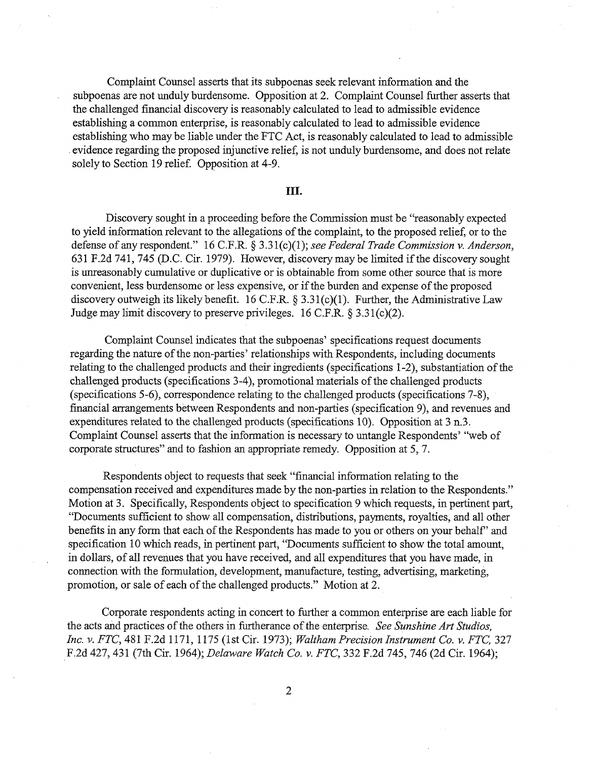Complaint Counsel asserts that its subpoenas seek relevant information and the subpoenas are not unduly burdensome. Opposition at 2. Complaint Counsel further asserts that the challenged financial discovery is reasonably calculated to lead to admissible evidence establishing a common enterprise, is reasonably calculated to lead to admissible evidence establishing who may be liable under the FTC Act, is reasonably calculated to lead to admissible evidence regarding the proposed injunctive relief, is not unduly burdensome, and does not relate solely to Section 19 relief. Opposition at 4-9.

## III.

Discovery sought in a proceeding before the Commission must be "reasonably expected to yield information relevant to the allegations of the complaint, to the proposed relief, or to the defense of any respondent." 16 C.F.R. § 3.31(c)(1); *see Federal Trade Commission v. Anderson*, 631 F.2d 741, 745 (D.C. Cir. 1979). However, discovery may be limited if the discovery sought is unreasonably cumulative or duplicative or is obtainable from some other source that is more convenient, less burdensome or less expensive, or if the burden and expense of the proposed discovery outweigh its likely benefit. 16 C.F.R. § 3.31(c)(1). Further, the Administrative Law Judge may limit discovery to preserve privileges. 16 C.F.R. § 3.31(c)(2).

Complaint Counsel indicates that the subpoenas' specifications request documents regarding the nature of the non-parties' relationships with Respondents, including documents relating to the challenged products and their ingredients (specifications 1-2), substantiation of the challenged products (specifications 3-4), promotional materials of the challenged products (specifications 5-6), correspondence relating to the challenged products (specifications 7-8), financial arrangements between Respondents and non-parties (specification 9), and revenues and expenditures related to the challenged products (specifications 10). Opposition at 3 n.3. Complaint Counsel asserts that the information is necessary to untangle Respondents' "web of corporate structures" and to fashion an appropriate remedy. Opposition at 5, 7.

Respondents object to requests that seek "financial information relating to the compensation received and expenditures made by the non-parties in relation to the Respondents." Motion at 3. Specifically, Respondents object to specification 9 which requests, in pertinent part, "Documents sufficient to show all compensation, distributions, payments, royalties, and all other benefits in any form that each of the Respondents has made to you or others on your behalf" and specification 10 which reads, in pertinent part, "Documents sufficient to show the total amount, in dollars, of all revenues that you have received, and all expenditures that you have made, in connection with the formulation, development, manufacture, testing, advertising, marketing, promotion, or sale of each of the challenged products." Motion at 2.

Corporate respondents acting in concert to further a common enterprise are each liable for the acts and practices of the others in furtherance of the enterprise. *See Sunshine Art Studios, Inc. v. FTC*, 481 F.2d 1171, 1175 (1st Cir. 1973); *Waltham Precision Instrument Co. v. FTC*, 327 F.2d 427, 431 (7th Cir. 1964); *Delaware Watch Co. v. FTC*, 332 F.2d 745, 746 (2d Cir. 1964);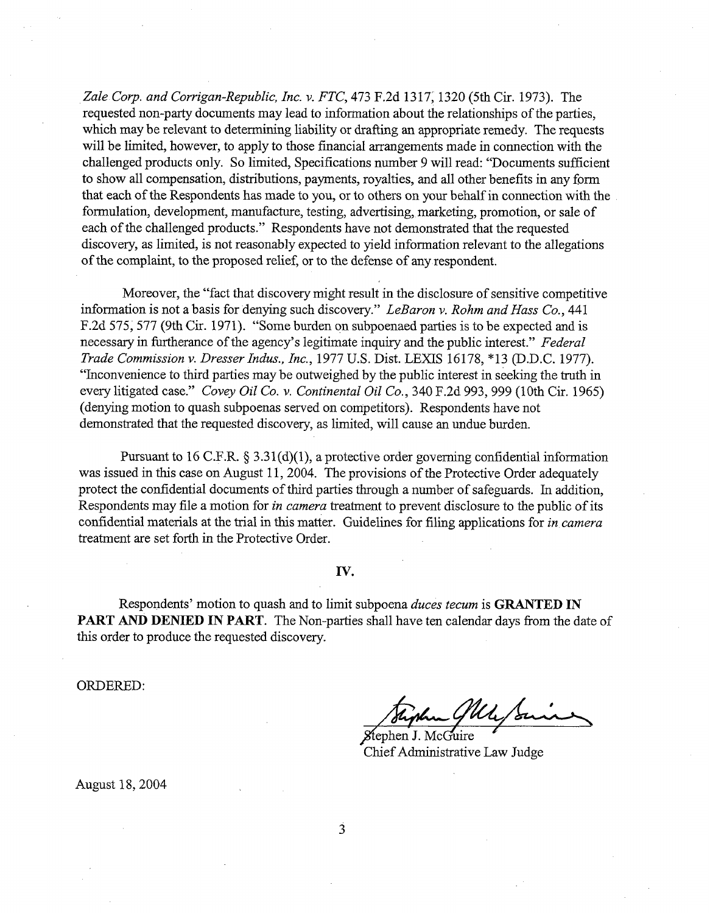*Zale Corp. and Corrigan-Republic, Inc. v. FTC*, 473 F.2d 1317, 1320 (5th Cir. 1973). The requested non-party documents may lead to information about the relationships of the parties, which may be relevant to determining liability or drafting an appropriate remedy. The requests will be limited, however, to apply to those financial arrangements made in connection with the challenged products only. So limited, Specifications number 9 will read: "Documents sufficient to show all compensation, distributions, payments, royalties, and all other benefits in any form that each of the Respondents has made to you, or to others on your behalf in connection with the formulation, development, manufacture, testing, advertising, marketing, promotion, or sale of each of the challenged products." Respondents have not demonstrated that the requested discovery, as limited, is not reasonably expected to yield information relevant to the allegations of the complaint, to the proposed relief, or to the defense of any respondent.

Moreover, the "fact that discovery might result in the disclosure of sensitive competitive information is not a basis for denying such discovery." *LeBaron v. Rohm and Hass Co.*, 441 F.2d 575, 577 (9th Cir. 1971). "Some burden on subpoenaed parties is to be expected and is necessary in furtherance of the agency's legitimate inquiry and the public interest." *Federal Trade Commission v. Dresser Indus., Inc.*, 1977 U.S. Dist. LEXIS 16178, *13 (D.D.C. 1977). "Inconvenience to third parties may be outweighed by the public interest in seeking the truth in every litigated case." *Covey Oil Co. v. Continental Oil Co.*, 340 F.2d 993, 999 (10th Cir. 1965) (denying motion to quash subpoenas served on competitors). Respondents have not demonstrated that the requested discovery, as limited, will cause an undue burden.

Pursuant to 16 C.F.R. § 3.31(d)(1), a protective order governing confidential information was issued in this case on August 11, 2004. The provisions of the Protective Order adequately protect the confidential documents of third parties through a number of safeguards. In addition, Respondents may file a motion for *in camera* treatment to prevent disclosure to the public of its confidential materials at the trial in this matter. Guidelines for filing applications for *in camera* treatment are set forth in the Protective Order.

## IV.

Respondents' motion to quash and to limit subpoena *duces tecum* is **GRANTED IN PART AND DENIED IN PART**. The Non-parties shall have ten calendar days from the date of this order to produce the requested discovery.

ORDERED:

Stephen J. McGuire
Chief Administrative Law Judge

August 18, 2004